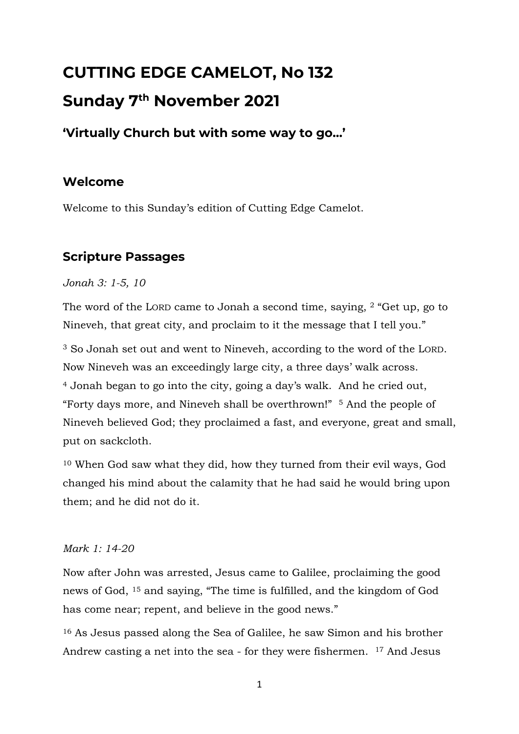# CUTTING EDGE CAMELOT, No 132

# Sunday 7th November 2021

### 'Virtually Church but with some way to go…'

## Welcome

Welcome to this Sunday's edition of Cutting Edge Camelot.

## Scripture Passages

*Jonah 3: 1-5, 10*

The word of the LORD came to Jonah a second time, saying, [2] "Get up, go to Nineveh, that great city, and proclaim to it the message that I tell you."

[3] So Jonah set out and went to Nineveh, according to the word of the LORD. Now Nineveh was an exceedingly large city, a three days' walk across. [4] Jonah began to go into the city, going a day's walk. And he cried out, "Forty days more, and Nineveh shall be overthrown!" [5] And the people of Nineveh believed God; they proclaimed a fast, and everyone, great and small, put on sackcloth.

[10] When God saw what they did, how they turned from their evil ways, God changed his mind about the calamity that he had said he would bring upon them; and he did not do it.

*Mark 1: 14-20*

Now after John was arrested, Jesus came to Galilee, proclaiming the good news of God, [15] and saying, "The time is fulfilled, and the kingdom of God has come near; repent, and believe in the good news."

[16] As Jesus passed along the Sea of Galilee, he saw Simon and his brother Andrew casting a net into the sea - for they were fishermen. [17] And Jesus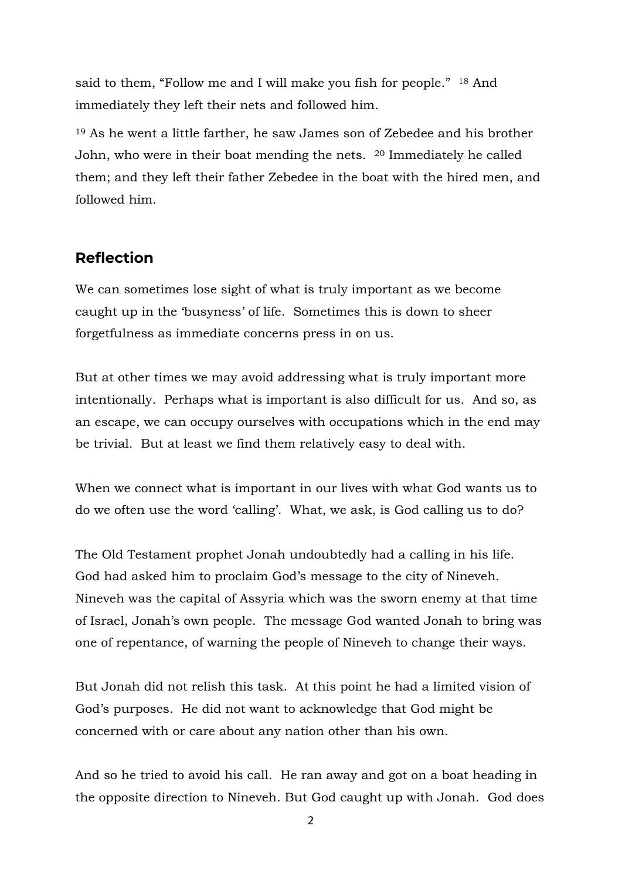said to them, “Follow me and I will make you fish for people.” [18] And immediately they left their nets and followed him.

[19] As he went a little farther, he saw James son of Zebedee and his brother John, who were in their boat mending the nets. [20] Immediately he called them; and they left their father Zebedee in the boat with the hired men, and followed him.

## Reflection

We can sometimes lose sight of what is truly important as we become caught up in the ‘busyness’ of life. Sometimes this is down to sheer forgetfulness as immediate concerns press in on us.

But at other times we may avoid addressing what is truly important more intentionally. Perhaps what is important is also difficult for us. And so, as an escape, we can occupy ourselves with occupations which in the end may be trivial. But at least we find them relatively easy to deal with.

When we connect what is important in our lives with what God wants us to do we often use the word ‘calling’. What, we ask, is God calling us to do?

The Old Testament prophet Jonah undoubtedly had a calling in his life. God had asked him to proclaim God’s message to the city of Nineveh. Nineveh was the capital of Assyria which was the sworn enemy at that time of Israel, Jonah’s own people. The message God wanted Jonah to bring was one of repentance, of warning the people of Nineveh to change their ways.

But Jonah did not relish this task. At this point he had a limited vision of God’s purposes. He did not want to acknowledge that God might be concerned with or care about any nation other than his own.

And so he tried to avoid his call. He ran away and got on a boat heading in the opposite direction to Nineveh. But God caught up with Jonah. God does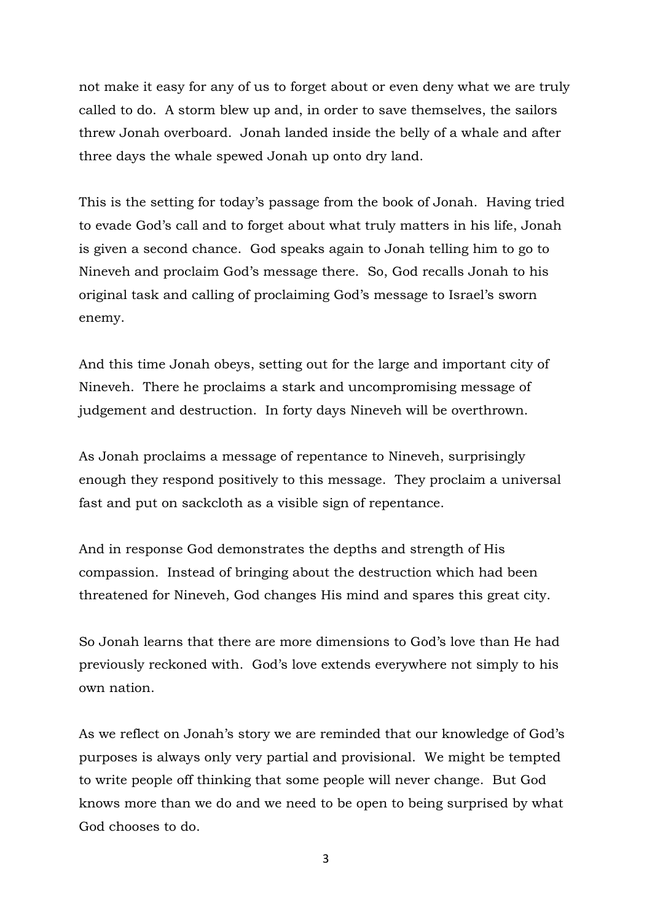not make it easy for any of us to forget about or even deny what we are truly called to do. A storm blew up and, in order to save themselves, the sailors threw Jonah overboard. Jonah landed inside the belly of a whale and after three days the whale spewed Jonah up onto dry land.

This is the setting for today's passage from the book of Jonah. Having tried to evade God's call and to forget about what truly matters in his life, Jonah is given a second chance. God speaks again to Jonah telling him to go to Nineveh and proclaim God's message there. So, God recalls Jonah to his original task and calling of proclaiming God's message to Israel's sworn enemy.

And this time Jonah obeys, setting out for the large and important city of Nineveh. There he proclaims a stark and uncompromising message of judgement and destruction. In forty days Nineveh will be overthrown.

As Jonah proclaims a message of repentance to Nineveh, surprisingly enough they respond positively to this message. They proclaim a universal fast and put on sackcloth as a visible sign of repentance.

And in response God demonstrates the depths and strength of His compassion. Instead of bringing about the destruction which had been threatened for Nineveh, God changes His mind and spares this great city.

So Jonah learns that there are more dimensions to God's love than He had previously reckoned with. God's love extends everywhere not simply to his own nation.

As we reflect on Jonah's story we are reminded that our knowledge of God's purposes is always only very partial and provisional. We might be tempted to write people off thinking that some people will never change. But God knows more than we do and we need to be open to being surprised by what God chooses to do.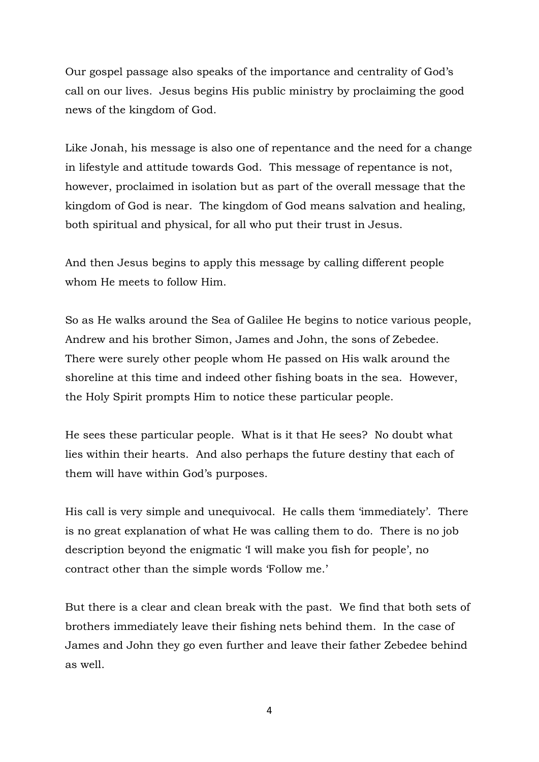Our gospel passage also speaks of the importance and centrality of God's call on our lives. Jesus begins His public ministry by proclaiming the good news of the kingdom of God.

Like Jonah, his message is also one of repentance and the need for a change in lifestyle and attitude towards God. This message of repentance is not, however, proclaimed in isolation but as part of the overall message that the kingdom of God is near. The kingdom of God means salvation and healing, both spiritual and physical, for all who put their trust in Jesus.

And then Jesus begins to apply this message by calling different people whom He meets to follow Him.

So as He walks around the Sea of Galilee He begins to notice various people, Andrew and his brother Simon, James and John, the sons of Zebedee. There were surely other people whom He passed on His walk around the shoreline at this time and indeed other fishing boats in the sea. However, the Holy Spirit prompts Him to notice these particular people.

He sees these particular people. What is it that He sees? No doubt what lies within their hearts. And also perhaps the future destiny that each of them will have within God's purposes.

His call is very simple and unequivocal. He calls them 'immediately'. There is no great explanation of what He was calling them to do. There is no job description beyond the enigmatic 'I will make you fish for people', no contract other than the simple words 'Follow me.'

But there is a clear and clean break with the past. We find that both sets of brothers immediately leave their fishing nets behind them. In the case of James and John they go even further and leave their father Zebedee behind as well.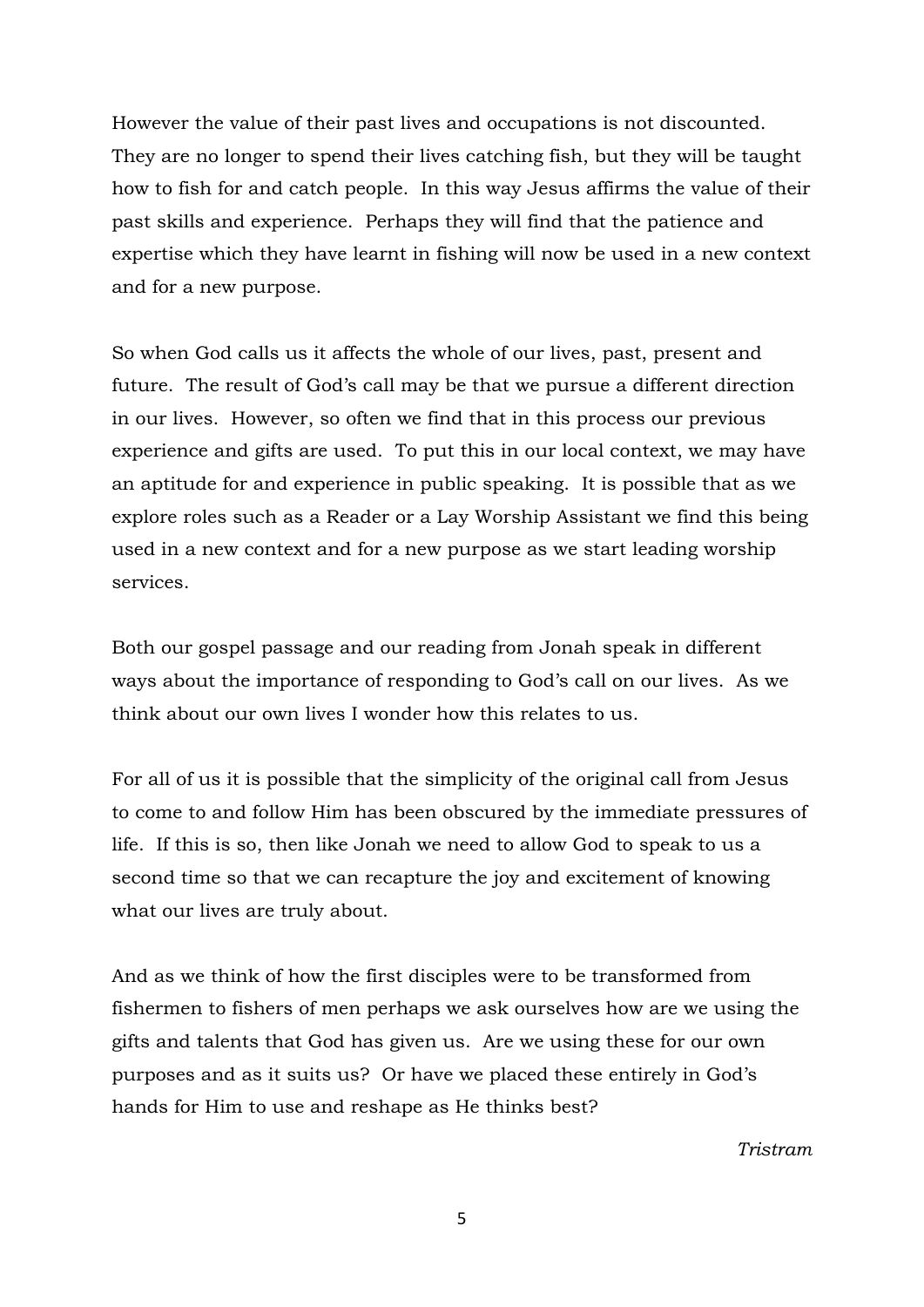However the value of their past lives and occupations is not discounted. They are no longer to spend their lives catching fish, but they will be taught how to fish for and catch people. In this way Jesus affirms the value of their past skills and experience. Perhaps they will find that the patience and expertise which they have learnt in fishing will now be used in a new context and for a new purpose.

So when God calls us it affects the whole of our lives, past, present and future. The result of God's call may be that we pursue a different direction in our lives. However, so often we find that in this process our previous experience and gifts are used. To put this in our local context, we may have an aptitude for and experience in public speaking. It is possible that as we explore roles such as a Reader or a Lay Worship Assistant we find this being used in a new context and for a new purpose as we start leading worship services.

Both our gospel passage and our reading from Jonah speak in different ways about the importance of responding to God's call on our lives. As we think about our own lives I wonder how this relates to us.

For all of us it is possible that the simplicity of the original call from Jesus to come to and follow Him has been obscured by the immediate pressures of life. If this is so, then like Jonah we need to allow God to speak to us a second time so that we can recapture the joy and excitement of knowing what our lives are truly about.

And as we think of how the first disciples were to be transformed from fishermen to fishers of men perhaps we ask ourselves how are we using the gifts and talents that God has given us. Are we using these for our own purposes and as it suits us? Or have we placed these entirely in God's hands for Him to use and reshape as He thinks best?

*Tristram*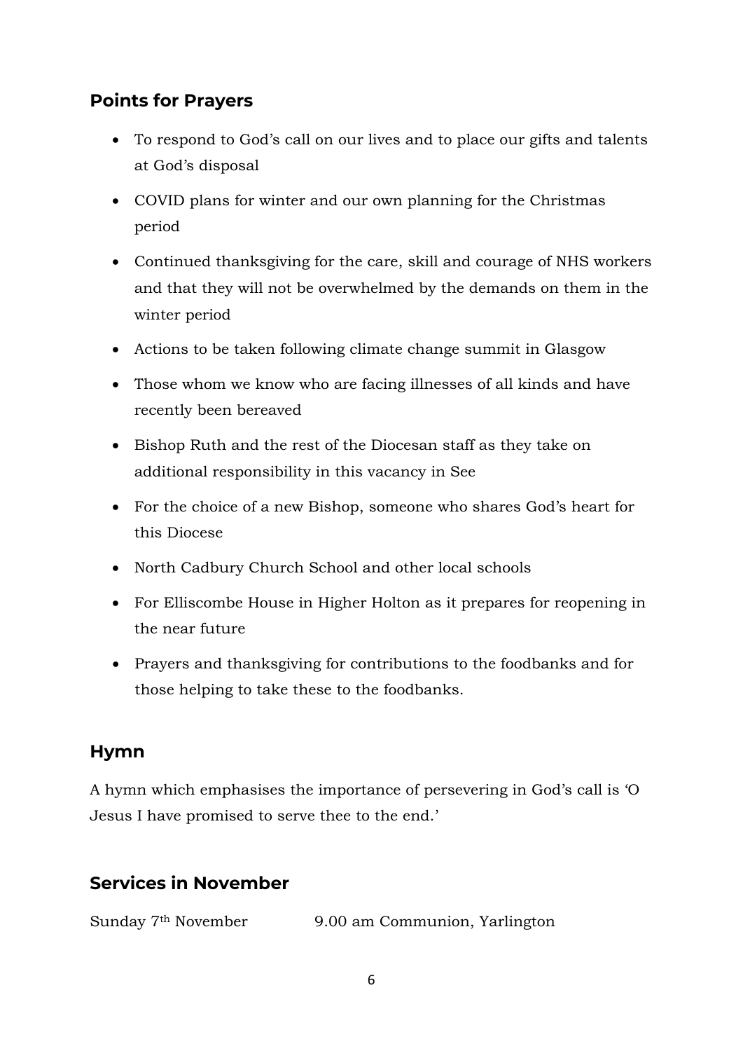## Points for Prayers

- To respond to God's call on our lives and to place our gifts and talents at God's disposal
- COVID plans for winter and our own planning for the Christmas period
- Continued thanksgiving for the care, skill and courage of NHS workers and that they will not be overwhelmed by the demands on them in the winter period
- Actions to be taken following climate change summit in Glasgow
- Those whom we know who are facing illnesses of all kinds and have recently been bereaved
- Bishop Ruth and the rest of the Diocesan staff as they take on additional responsibility in this vacancy in See
- For the choice of a new Bishop, someone who shares God's heart for this Diocese
- North Cadbury Church School and other local schools
- For Elliscombe House in Higher Holton as it prepares for reopening in the near future
- Prayers and thanksgiving for contributions to the foodbanks and for those helping to take these to the foodbanks.

## Hymn

A hymn which emphasises the importance of persevering in God's call is 'O Jesus I have promised to serve thee to the end.'

## Services in November

Sunday 7th November 9.00 am Communion, Yarlington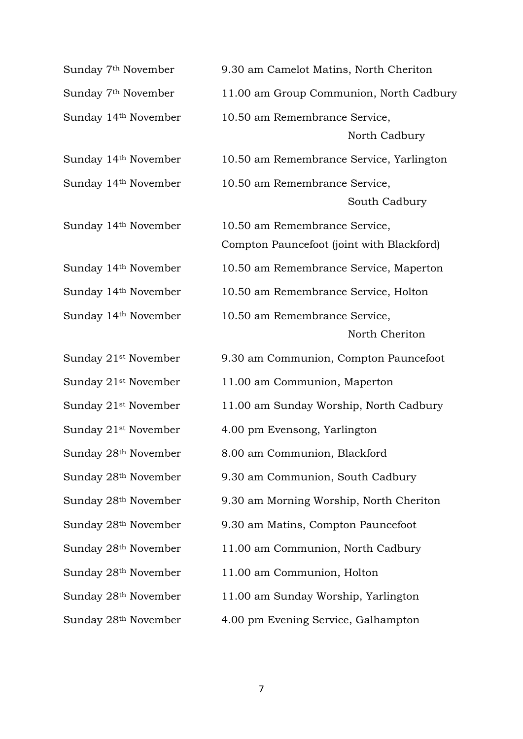| | |
|---|---|
| Sunday 7th November | 9.30 am Camelot Matins, North Cheriton |
| Sunday 7th November | 11.00 am Group Communion, North Cadbury |
| Sunday 14th November | 10.50 am Remembrance Service, North Cadbury |
| Sunday 14th November | 10.50 am Remembrance Service, Yarlington |
| Sunday 14th November | 10.50 am Remembrance Service, South Cadbury |
| Sunday 14th November | 10.50 am Remembrance Service, Compton Pauncefoot (joint with Blackford) |
| Sunday 14th November | 10.50 am Remembrance Service, Maperton |
| Sunday 14th November | 10.50 am Remembrance Service, Holton |
| Sunday 14th November | 10.50 am Remembrance Service, North Cheriton |
| Sunday 21st November | 9.30 am Communion, Compton Pauncefoot |
| Sunday 21st November | 11.00 am Communion, Maperton |
| Sunday 21st November | 11.00 am Sunday Worship, North Cadbury |
| Sunday 21st November | 4.00 pm Evensong, Yarlington |
| Sunday 28th November | 8.00 am Communion, Blackford |
| Sunday 28th November | 9.30 am Communion, South Cadbury |
| Sunday 28th November | 9.30 am Morning Worship, North Cheriton |
| Sunday 28th November | 9.30 am Matins, Compton Pauncefoot |
| Sunday 28th November | 11.00 am Communion, North Cadbury |
| Sunday 28th November | 11.00 am Communion, Holton |
| Sunday 28th November | 11.00 am Sunday Worship, Yarlington |
| Sunday 28th November | 4.00 pm Evening Service, Galhampton |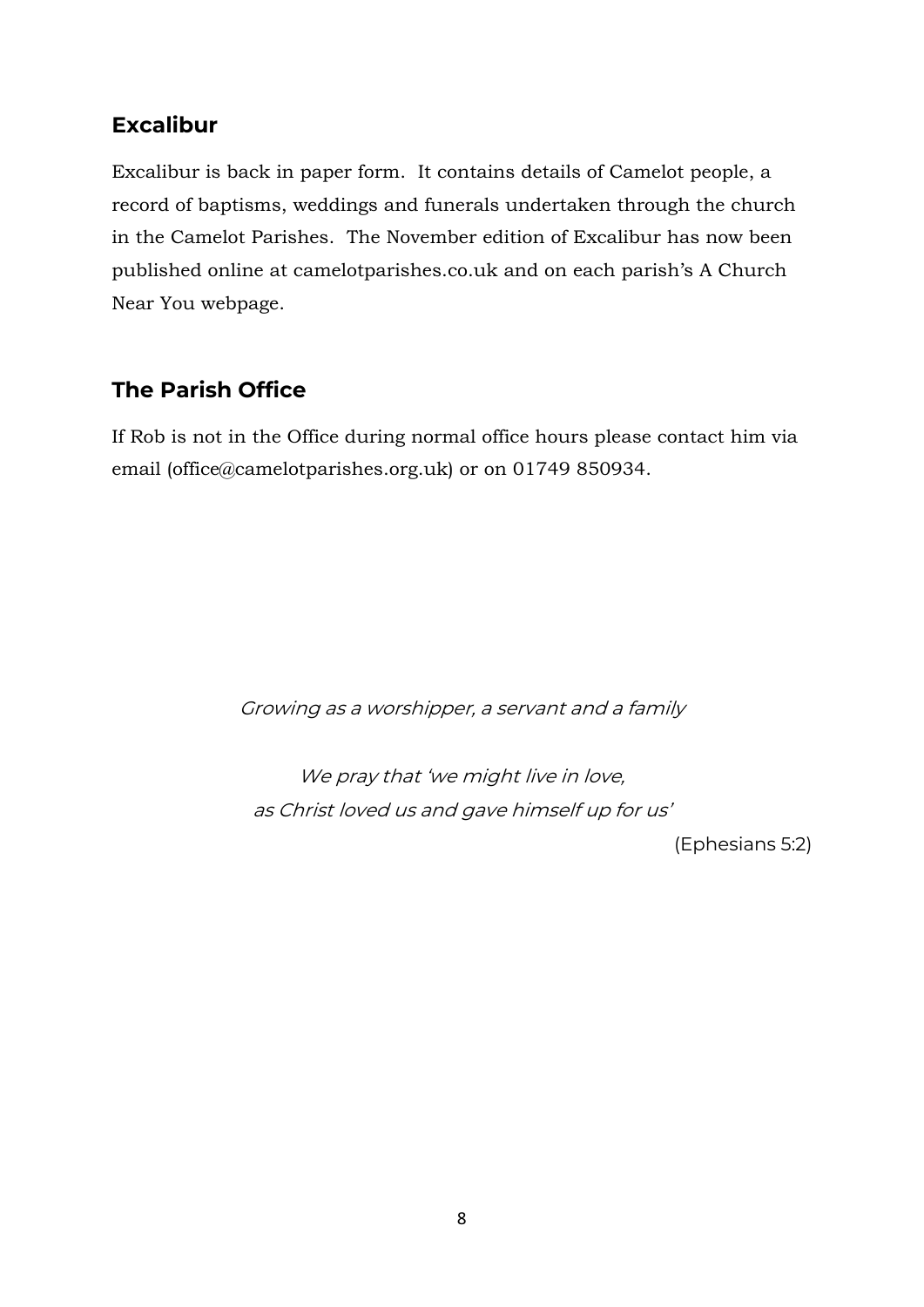## Excalibur

Excalibur is back in paper form. It contains details of Camelot people, a record of baptisms, weddings and funerals undertaken through the church in the Camelot Parishes. The November edition of Excalibur has now been published online at camelotparishes.co.uk and on each parish's A Church Near You webpage.

## The Parish Office

If Rob is not in the Office during normal office hours please contact him via email (office@camelotparishes.org.uk) or on 01749 850934.

*Growing as a worshipper, a servant and a family*

*We pray that 'we might live in love,*
*as Christ loved us and gave himself up for us'*

(Ephesians 5:2)